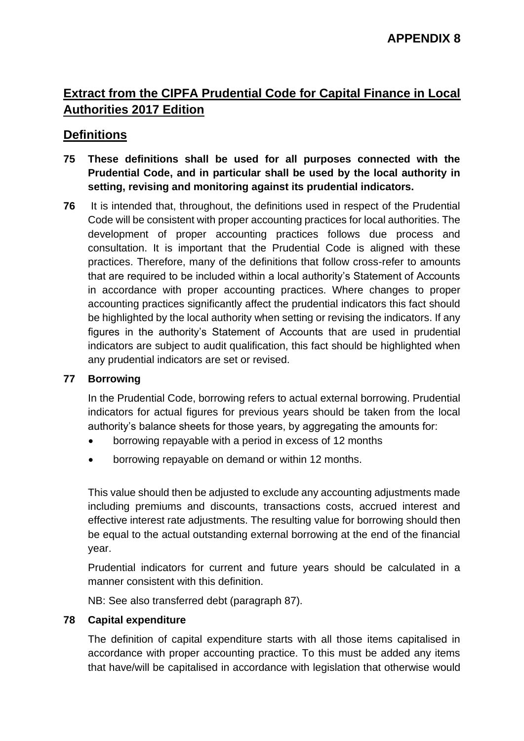**APPENDIX 8**

# Extract from the CIPFA Prudential Code for Capital Finance in Local Authorities 2017 Edition

## Definitions

**75 These definitions shall be used for all purposes connected with the Prudential Code, and in particular shall be used by the local authority in setting, revising and monitoring against its prudential indicators.**

**76** It is intended that, throughout, the definitions used in respect of the Prudential Code will be consistent with proper accounting practices for local authorities. The development of proper accounting practices follows due process and consultation. It is important that the Prudential Code is aligned with these practices. Therefore, many of the definitions that follow cross-refer to amounts that are required to be included within a local authority's Statement of Accounts in accordance with proper accounting practices. Where changes to proper accounting practices significantly affect the prudential indicators this fact should be highlighted by the local authority when setting or revising the indicators. If any figures in the authority's Statement of Accounts that are used in prudential indicators are subject to audit qualification, this fact should be highlighted when any prudential indicators are set or revised.

**77 Borrowing**

In the Prudential Code, borrowing refers to actual external borrowing. Prudential indicators for actual figures for previous years should be taken from the local authority's balance sheets for those years, by aggregating the amounts for:

- borrowing repayable with a period in excess of 12 months
- borrowing repayable on demand or within 12 months.

This value should then be adjusted to exclude any accounting adjustments made including premiums and discounts, transactions costs, accrued interest and effective interest rate adjustments. The resulting value for borrowing should then be equal to the actual outstanding external borrowing at the end of the financial year.

Prudential indicators for current and future years should be calculated in a manner consistent with this definition.

NB: See also transferred debt (paragraph 87).

**78 Capital expenditure**

The definition of capital expenditure starts with all those items capitalised in accordance with proper accounting practice. To this must be added any items that have/will be capitalised in accordance with legislation that otherwise would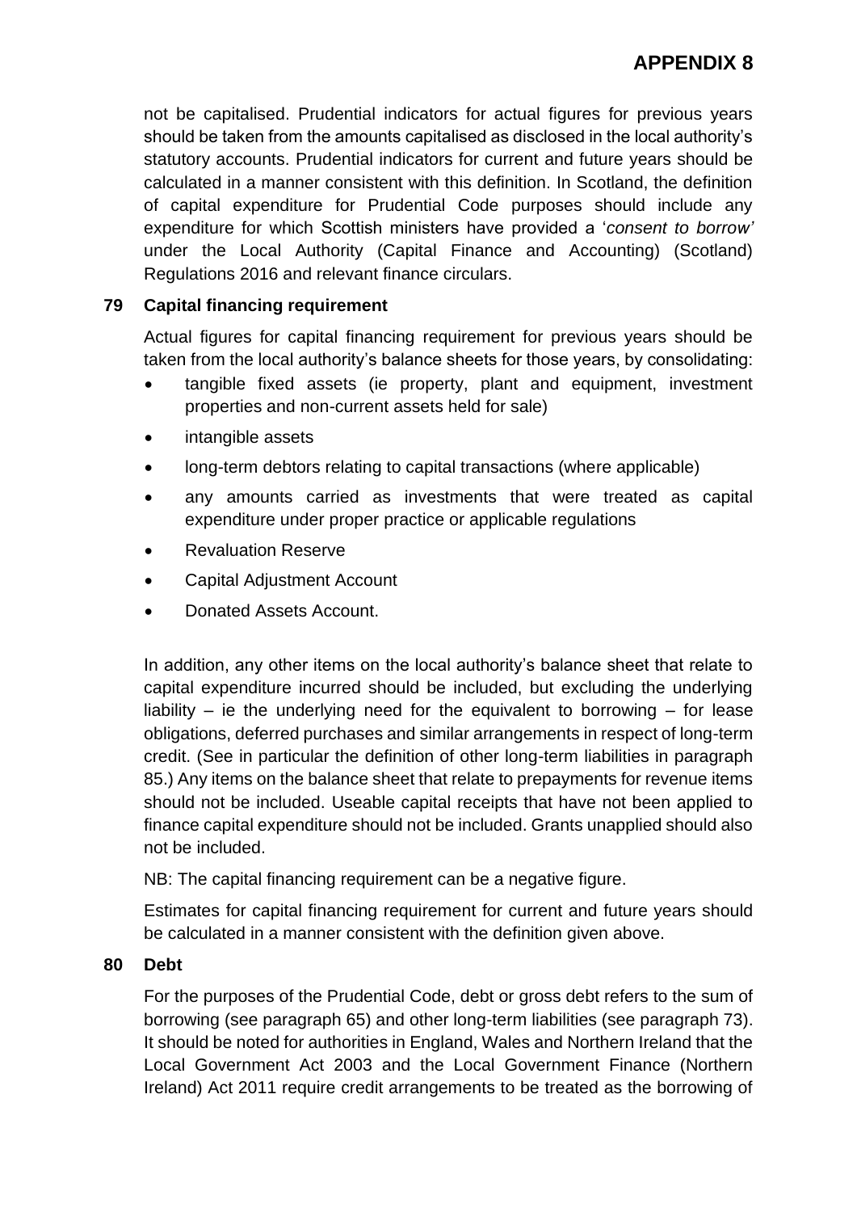not be capitalised. Prudential indicators for actual figures for previous years should be taken from the amounts capitalised as disclosed in the local authority's statutory accounts. Prudential indicators for current and future years should be calculated in a manner consistent with this definition. In Scotland, the definition of capital expenditure for Prudential Code purposes should include any expenditure for which Scottish ministers have provided a '*consent to borrow'* under the Local Authority (Capital Finance and Accounting) (Scotland) Regulations 2016 and relevant finance circulars.

**79 Capital financing requirement**

Actual figures for capital financing requirement for previous years should be taken from the local authority's balance sheets for those years, by consolidating:

- tangible fixed assets (ie property, plant and equipment, investment properties and non-current assets held for sale)
- intangible assets
- long-term debtors relating to capital transactions (where applicable)
- any amounts carried as investments that were treated as capital expenditure under proper practice or applicable regulations
- Revaluation Reserve
- Capital Adjustment Account
- Donated Assets Account.

In addition, any other items on the local authority's balance sheet that relate to capital expenditure incurred should be included, but excluding the underlying liability – ie the underlying need for the equivalent to borrowing – for lease obligations, deferred purchases and similar arrangements in respect of long-term credit. (See in particular the definition of other long-term liabilities in paragraph 85.) Any items on the balance sheet that relate to prepayments for revenue items should not be included. Useable capital receipts that have not been applied to finance capital expenditure should not be included. Grants unapplied should also not be included.

NB: The capital financing requirement can be a negative figure.

Estimates for capital financing requirement for current and future years should be calculated in a manner consistent with the definition given above.

**80 Debt**

For the purposes of the Prudential Code, debt or gross debt refers to the sum of borrowing (see paragraph 65) and other long-term liabilities (see paragraph 73). It should be noted for authorities in England, Wales and Northern Ireland that the Local Government Act 2003 and the Local Government Finance (Northern Ireland) Act 2011 require credit arrangements to be treated as the borrowing of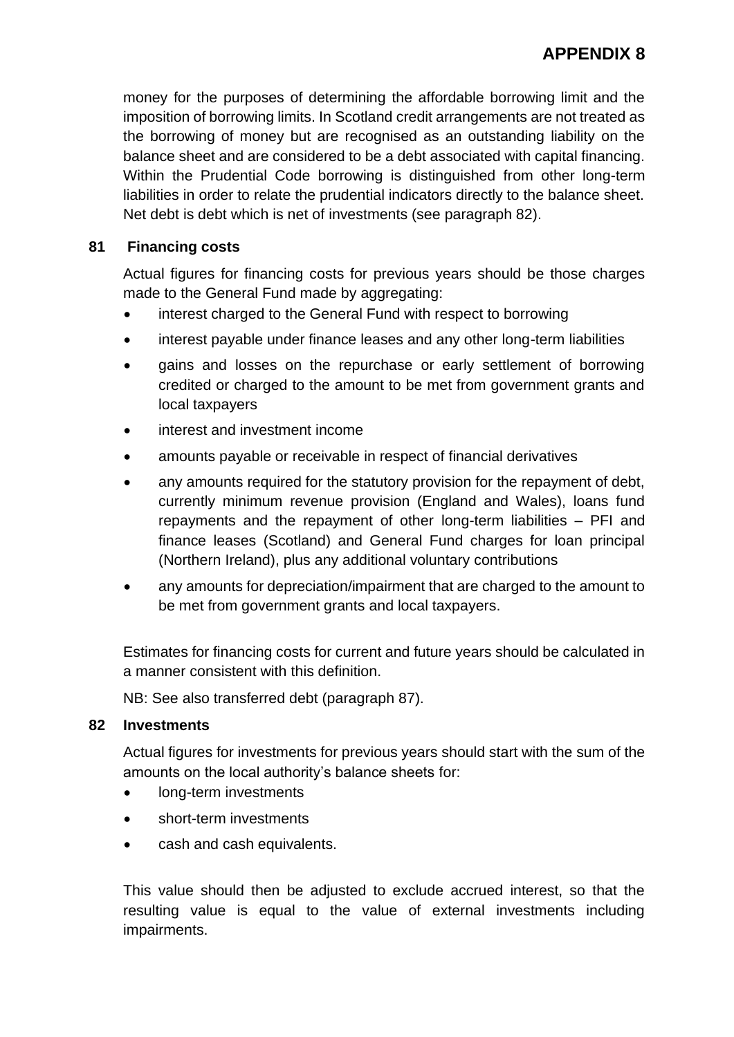money for the purposes of determining the affordable borrowing limit and the imposition of borrowing limits. In Scotland credit arrangements are not treated as the borrowing of money but are recognised as an outstanding liability on the balance sheet and are considered to be a debt associated with capital financing. Within the Prudential Code borrowing is distinguished from other long-term liabilities in order to relate the prudential indicators directly to the balance sheet. Net debt is debt which is net of investments (see paragraph 82).

### 81 Financing costs

Actual figures for financing costs for previous years should be those charges made to the General Fund made by aggregating:

- interest charged to the General Fund with respect to borrowing
- interest payable under finance leases and any other long-term liabilities
- gains and losses on the repurchase or early settlement of borrowing credited or charged to the amount to be met from government grants and local taxpayers
- interest and investment income
- amounts payable or receivable in respect of financial derivatives
- any amounts required for the statutory provision for the repayment of debt, currently minimum revenue provision (England and Wales), loans fund repayments and the repayment of other long-term liabilities – PFI and finance leases (Scotland) and General Fund charges for loan principal (Northern Ireland), plus any additional voluntary contributions
- any amounts for depreciation/impairment that are charged to the amount to be met from government grants and local taxpayers.

Estimates for financing costs for current and future years should be calculated in a manner consistent with this definition.

NB: See also transferred debt (paragraph 87).

### 82 Investments

Actual figures for investments for previous years should start with the sum of the amounts on the local authority's balance sheets for:

- long-term investments
- short-term investments
- cash and cash equivalents.

This value should then be adjusted to exclude accrued interest, so that the resulting value is equal to the value of external investments including impairments.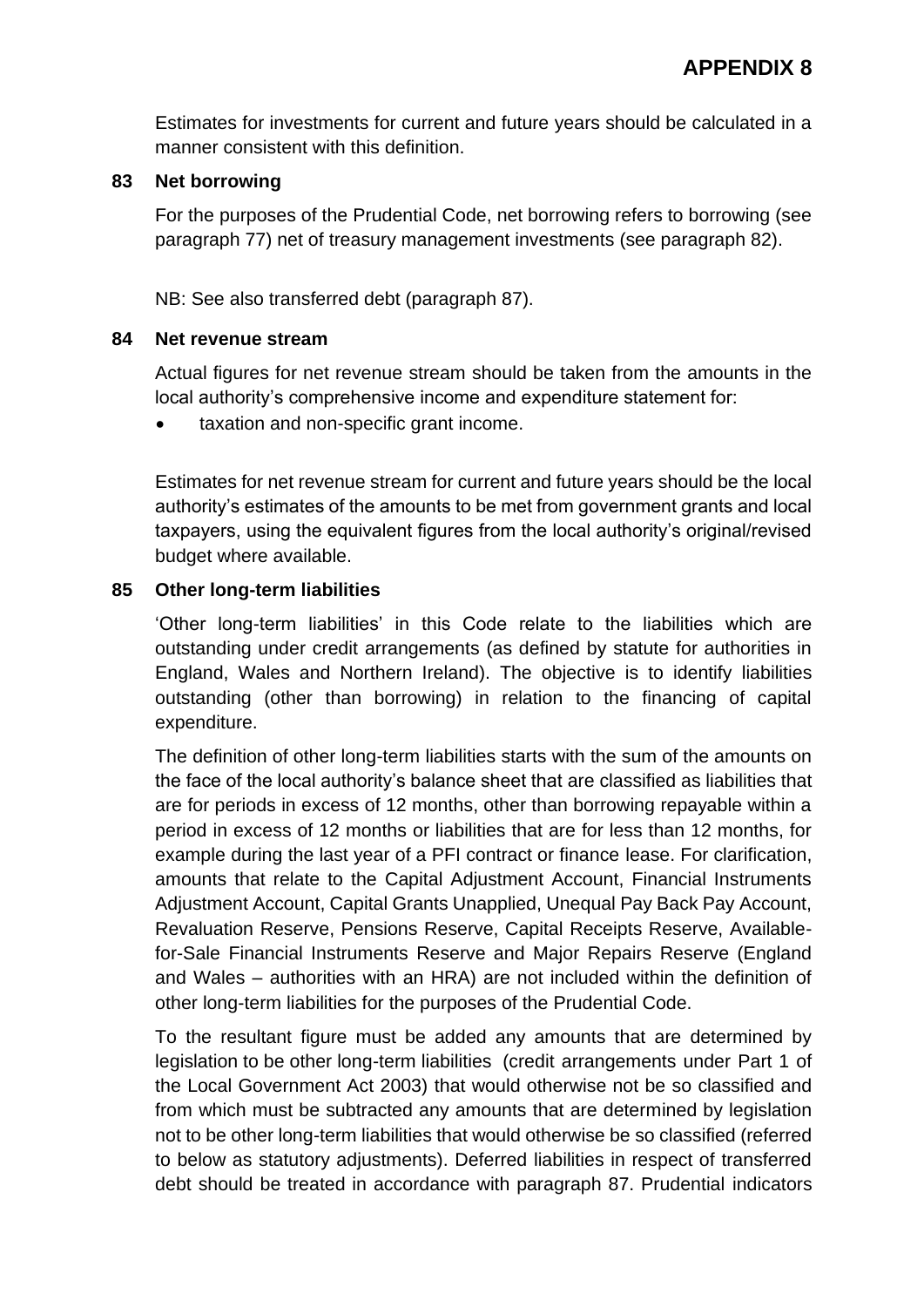Estimates for investments for current and future years should be calculated in a manner consistent with this definition.

### 83 Net borrowing

For the purposes of the Prudential Code, net borrowing refers to borrowing (see paragraph 77) net of treasury management investments (see paragraph 82).

NB: See also transferred debt (paragraph 87).

### 84 Net revenue stream

Actual figures for net revenue stream should be taken from the amounts in the local authority's comprehensive income and expenditure statement for:

- taxation and non-specific grant income.

Estimates for net revenue stream for current and future years should be the local authority's estimates of the amounts to be met from government grants and local taxpayers, using the equivalent figures from the local authority's original/revised budget where available.

### 85 Other long-term liabilities

'Other long-term liabilities' in this Code relate to the liabilities which are outstanding under credit arrangements (as defined by statute for authorities in England, Wales and Northern Ireland). The objective is to identify liabilities outstanding (other than borrowing) in relation to the financing of capital expenditure.

The definition of other long-term liabilities starts with the sum of the amounts on the face of the local authority's balance sheet that are classified as liabilities that are for periods in excess of 12 months, other than borrowing repayable within a period in excess of 12 months or liabilities that are for less than 12 months, for example during the last year of a PFI contract or finance lease. For clarification, amounts that relate to the Capital Adjustment Account, Financial Instruments Adjustment Account, Capital Grants Unapplied, Unequal Pay Back Pay Account, Revaluation Reserve, Pensions Reserve, Capital Receipts Reserve, Available-for-Sale Financial Instruments Reserve and Major Repairs Reserve (England and Wales – authorities with an HRA) are not included within the definition of other long-term liabilities for the purposes of the Prudential Code.

To the resultant figure must be added any amounts that are determined by legislation to be other long-term liabilities (credit arrangements under Part 1 of the Local Government Act 2003) that would otherwise not be so classified and from which must be subtracted any amounts that are determined by legislation not to be other long-term liabilities that would otherwise be so classified (referred to below as statutory adjustments). Deferred liabilities in respect of transferred debt should be treated in accordance with paragraph 87. Prudential indicators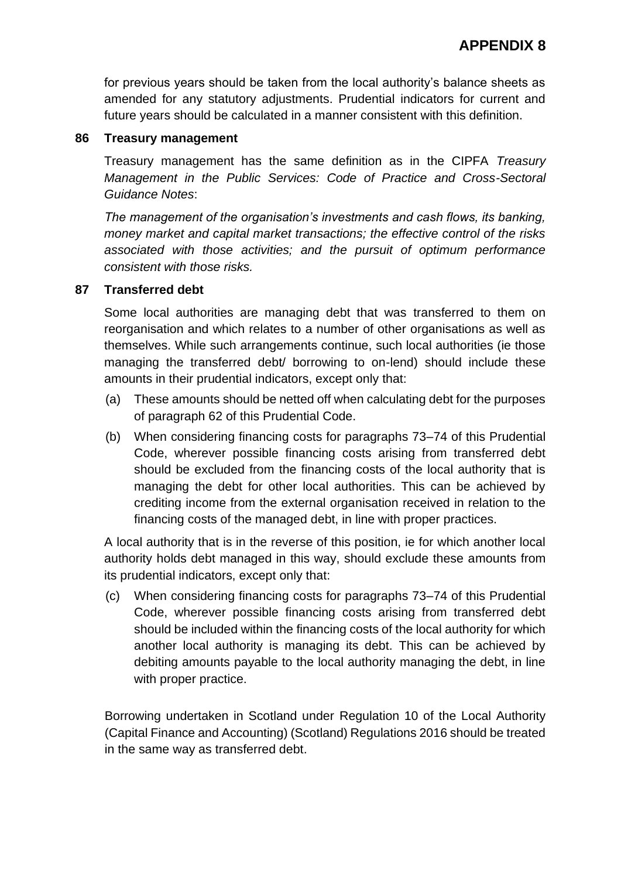for previous years should be taken from the local authority's balance sheets as amended for any statutory adjustments. Prudential indicators for current and future years should be calculated in a manner consistent with this definition.

**86 Treasury management**

Treasury management has the same definition as in the CIPFA *Treasury Management in the Public Services: Code of Practice and Cross-Sectoral Guidance Notes*:

*The management of the organisation's investments and cash flows, its banking, money market and capital market transactions; the effective control of the risks associated with those activities; and the pursuit of optimum performance consistent with those risks.*

**87 Transferred debt**

Some local authorities are managing debt that was transferred to them on reorganisation and which relates to a number of other organisations as well as themselves. While such arrangements continue, such local authorities (ie those managing the transferred debt/ borrowing to on-lend) should include these amounts in their prudential indicators, except only that:

(a) These amounts should be netted off when calculating debt for the purposes of paragraph 62 of this Prudential Code.

(b) When considering financing costs for paragraphs 73–74 of this Prudential Code, wherever possible financing costs arising from transferred debt should be excluded from the financing costs of the local authority that is managing the debt for other local authorities. This can be achieved by crediting income from the external organisation received in relation to the financing costs of the managed debt, in line with proper practices.

A local authority that is in the reverse of this position, ie for which another local authority holds debt managed in this way, should exclude these amounts from its prudential indicators, except only that:

(c) When considering financing costs for paragraphs 73–74 of this Prudential Code, wherever possible financing costs arising from transferred debt should be included within the financing costs of the local authority for which another local authority is managing its debt. This can be achieved by debiting amounts payable to the local authority managing the debt, in line with proper practice.

Borrowing undertaken in Scotland under Regulation 10 of the Local Authority (Capital Finance and Accounting) (Scotland) Regulations 2016 should be treated in the same way as transferred debt.